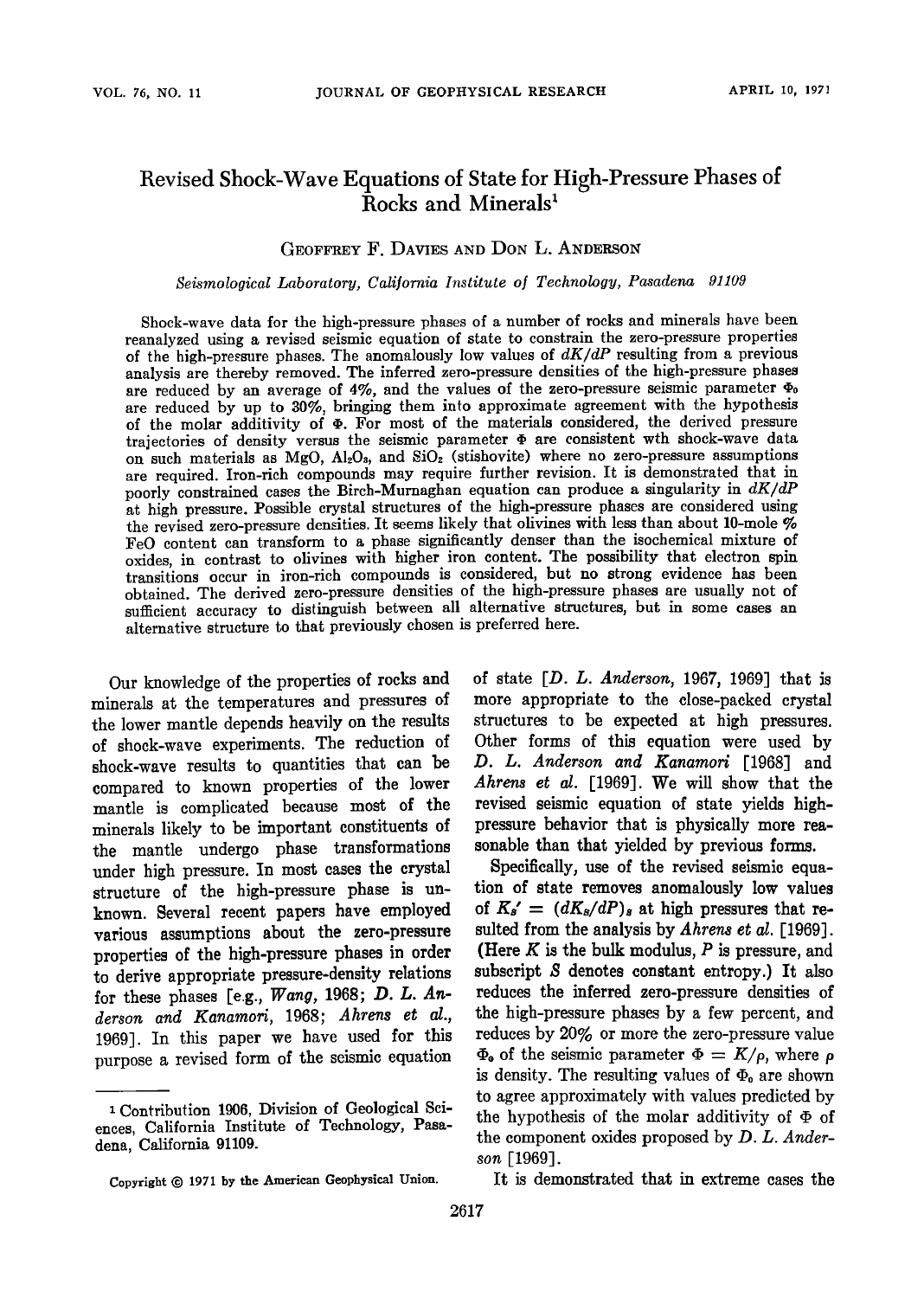# Revised Shock-Wave Equations of State for High-Pressure Phases of Rocks and Minerals[1]

GEOFFREY F. DAVIES AND DON L. ANDERSON

*Seismological Laboratory, California Institute of Technology, Pasadena 91109*

Shock-wave data for the high-pressure phases of a number of rocks and minerals have been reanalyzed using a revised seismic equation of state to constrain the zero-pressure properties of the high-pressure phases. The anomalously low values of $dK/dP$ resulting from a previous analysis are thereby removed. The inferred zero-pressure densities of the high-pressure phases are reduced by an average of 4%, and the values of the zero-pressure seismic parameter $\Phi_0$ are reduced by up to 30%, bringing them into approximate agreement with the hypothesis of the molar additivity of $\Phi$. For most of the materials considered, the derived pressure trajectories of density versus the seismic parameter $\Phi$ are consistent wth shock-wave data on such materials as MgO, $Al_2O_3$, and $SiO_2$ (stishovite) where no zero-pressure assumptions are required. Iron-rich compounds may require further revision. It is demonstrated that in poorly constrained cases the Birch-Murnaghan equation can produce a singularity in $dK/dP$ at high pressure. Possible crystal structures of the high-pressure phases are considered using the revised zero-pressure densities. It seems likely that olivines with less than about 10-mole % FeO content can transform to a phase significantly denser than the isochemical mixture of oxides, in contrast to olivines with higher iron content. The possibility that electron spin transitions occur in iron-rich compounds is considered, but no strong evidence has been obtained. The derived zero-pressure densities of the high-pressure phases are usually not of sufficient accuracy to distinguish between all alternative structures, but in some cases an alternative structure to that previously chosen is preferred here.

Our knowledge of the properties of rocks and minerals at the temperatures and pressures of the lower mantle depends heavily on the results of shock-wave experiments. The reduction of shock-wave results to quantities that can be compared to known properties of the lower mantle is complicated because most of the minerals likely to be important constituents of the mantle undergo phase transformations under high pressure. In most cases the crystal structure of the high-pressure phase is unknown. Several recent papers have employed various assumptions about the zero-pressure properties of the high-pressure phases in order to derive appropriate pressure-density relations for these phases [e.g., *Wang*, 1968; *D. L. Anderson and Kanamori*, 1968; *Ahrens et al.*, 1969]. In this paper we have used for this purpose a revised form of the seismic equation of state [*D. L. Anderson*, 1967, 1969] that is more appropriate to the close-packed crystal structures to be expected at high pressures. Other forms of this equation were used by *D. L. Anderson and Kanamori* [1968] and *Ahrens et al.* [1969]. We will show that the revised seismic equation of state yields high-pressure behavior that is physically more reasonable than that yielded by previous forms.

Specifically, use of the revised seismic equation of state removes anomalously low values of $K_S' = (dK_S/dP)_S$ at high pressures that resulted from the analysis by *Ahrens et al.* [1969]. (Here $K$ is the bulk modulus, $P$ is pressure, and subscript $S$ denotes constant entropy.) It also reduces the inferred zero-pressure densities of the high-pressure phases by a few percent, and reduces by 20% or more the zero-pressure value $\Phi_0$ of the seismic parameter $\Phi = K/\rho$, where $\rho$ is density. The resulting values of $\Phi_0$ are shown to agree approximately with values predicted by the hypothesis of the molar additivity of $\Phi$ of the component oxides proposed by *D. L. Anderson* [1969].

It is demonstrated that in extreme cases the

[1] Contribution 1906, Division of Geological Sciences, California Institute of Technology, Pasadena, California 91109.

Copyright © 1971 by the American Geophysical Union.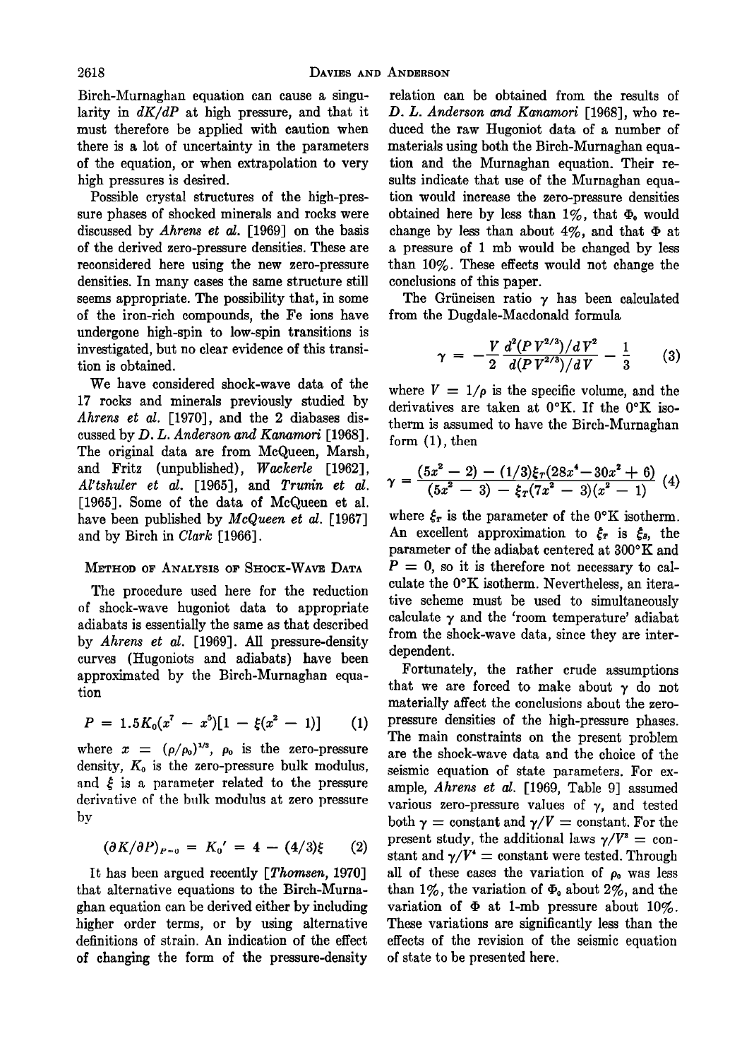Birch-Murnaghan equation can cause a singularity in $dK/dP$ at high pressure, and that it must therefore be applied with caution when there is a lot of uncertainty in the parameters of the equation, or when extrapolation to very high pressures is desired.

Possible crystal structures of the high-pressure phases of shocked minerals and rocks were discussed by *Ahrens et al.* [1969] on the basis of the derived zero-pressure densities. These are reconsidered here using the new zero-pressure densities. In many cases the same structure still seems appropriate. The possibility that, in some of the iron-rich compounds, the Fe ions have undergone high-spin to low-spin transitions is investigated, but no clear evidence of this transition is obtained.

We have considered shock-wave data of the 17 rocks and minerals previously studied by *Ahrens et al.* [1970], and the 2 diabases discussed by *D. L. Anderson and Kanamori* [1968]. The original data are from McQueen, Marsh, and Fritz (unpublished), *Wackerle* [1962], *Al'tshuler et al.* [1965], and *Trunin et al.* [1965]. Some of the data of McQueen et al. have been published by *McQueen et al.* [1967] and by Birch in *Clark* [1966].

## Method of Analysis of Shock-Wave Data

The procedure used here for the reduction of shock-wave hugoniot data to appropriate adiabats is essentially the same as that described by *Ahrens et al.* [1969]. All pressure-density curves (Hugoniots and adiabats) have been approximated by the Birch-Murnaghan equation

$$P = 1.5K_0(x^7 - x^5)[1 - \xi(x^2 - 1)] \qquad (1)$$

where $x = (\rho/\rho_0)^{1/3}$, $\rho_0$ is the zero-pressure density, $K_0$ is the zero-pressure bulk modulus, and $\xi$ is a parameter related to the pressure derivative of the bulk modulus at zero pressure by

$$(\partial K/\partial P)_{P=0} = K_0' = 4 - (4/3)\xi \qquad (2)$$

It has been argued recently [*Thomsen*, 1970] that alternative equations to the Birch-Murnaghan equation can be derived either by including higher order terms, or by using alternative definitions of strain. An indication of the effect of changing the form of the pressure-density relation can be obtained from the results of *D. L. Anderson and Kanamori* [1968], who reduced the raw Hugoniot data of a number of materials using both the Birch-Murnaghan equation and the Murnaghan equation. Their results indicate that use of the Murnaghan equation would increase the zero-pressure densities obtained here by less than 1%, that $\Phi_0$ would change by less than about 4%, and that $\Phi$ at a pressure of 1 mb would be changed by less than 10%. These effects would not change the conclusions of this paper.

The Grüneisen ratio $\gamma$ has been calculated from the Dugdale-Macdonald formula

$$\gamma = -\frac{V}{2}\frac{d^2(PV^{2/3})/dV^2}{d(PV^{2/3})/dV} - \frac{1}{3} \qquad (3)$$

where $V = 1/\rho$ is the specific volume, and the derivatives are taken at 0°K. If the 0°K isotherm is assumed to have the Birch-Murnaghan form (1), then

$$\gamma = \frac{(5x^2 - 2) - (1/3)\xi_T(28x^4 - 30x^2 + 6)}{(5x^2 - 3) - \xi_T(7x^2 - 3)(x^2 - 1)} \qquad (4)$$

where $\xi_T$ is the parameter of the 0°K isotherm. An excellent approximation to $\xi_T$ is $\xi_S$, the parameter of the adiabat centered at 300°K and $P = 0$, so it is therefore not necessary to calculate the 0°K isotherm. Nevertheless, an iterative scheme must be used to simultaneously calculate $\gamma$ and the 'room temperature' adiabat from the shock-wave data, since they are interdependent.

Fortunately, the rather crude assumptions that we are forced to make about $\gamma$ do not materially affect the conclusions about the zero-pressure densities of the high-pressure phases. The main constraints on the present problem are the shock-wave data and the choice of the seismic equation of state parameters. For example, *Ahrens et al.* [1969, Table 9] assumed various zero-pressure values of $\gamma$, and tested both $\gamma$ = constant and $\gamma/V$ = constant. For the present study, the additional laws $\gamma/V^2$ = constant and $\gamma/V^4$ = constant were tested. Through all of these cases the variation of $\rho_0$ was less than 1%, the variation of $\Phi_0$ about 2%, and the variation of $\Phi$ at 1-mb pressure about 10%. These variations are significantly less than the effects of the revision of the seismic equation of state to be presented here.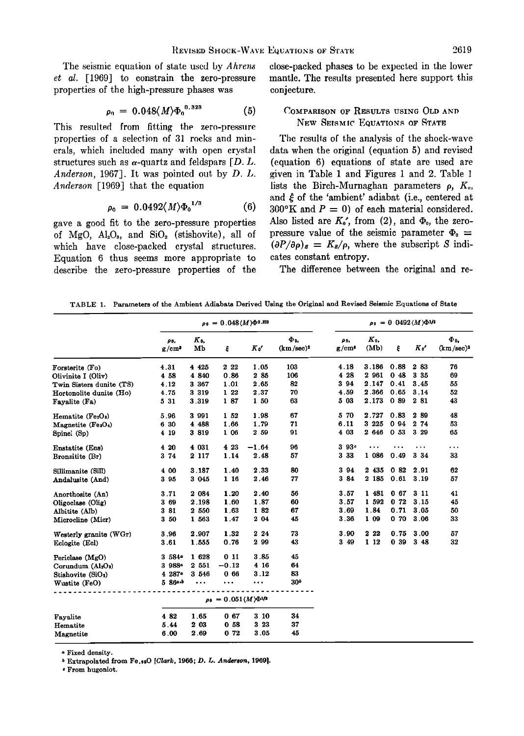The seismic equation of state used by *Ahrens et al.* [1969] to constrain the zero-pressure properties of the high-pressure phases was

$$\rho_0 = 0.048\langle M\rangle \Phi_0^{0.323} \quad (5)$$

This resulted from fitting the zero-pressure properties of a selection of 31 rocks and minerals, which included many with open crystal structures such as α-quartz and feldspars [*D. L. Anderson*, 1967]. It was pointed out by *D. L. Anderson* [1969] that the equation

$$\rho_0 = 0.0492\langle M\rangle \Phi_0^{1/3} \quad (6)$$

gave a good fit to the zero-pressure properties of MgO, $Al_2O_3$, and $SiO_2$ (stishovite), all of which have close-packed crystal structures. Equation 6 thus seems more appropriate to describe the zero-pressure properties of the close-packed phases to be expected in the lower mantle. The results presented here support this conjecture.

## Comparison of Results using Old and New Seismic Equations of State

The results of the analysis of the shock-wave data when the original (equation 5) and revised (equation 6) equations of state are used are given in Table 1 and Figures 1 and 2. Table 1 lists the Birch-Murnaghan parameters $\rho$, $K_0$, and $\xi$ of the 'ambient' adiabat (i.e., centered at 300°K and $P = 0$) of each material considered. Also listed are $K_0'$, from (2), and $\Phi_0$, the zero-pressure value of the seismic parameter $\Phi_0 = (\partial P/\partial \rho)_S = K_S/\rho$, where the subscript $S$ indicates constant entropy.

The difference between the original and re-

TABLE 1. Parameters of the Ambient Adiabats Derived Using the Original and Revised Seismic Equations of State

| | $\rho_0 = 0.048\langle M\rangle\Phi^{0.323}$ | | | | | $\rho_0 = 0.0492\langle M\rangle\Phi^{1/3}$ | | | | |
|---|---|---|---|---|---|---|---|---|---|---|
| | $\rho_0$, g/cm³ | $K_0$, Mb | $\xi$ | $K_0'$ | $\Phi_0$, (km/sec)² | $\rho_0$, g/cm³ | $K_0$, (Mb) | $\xi$ | $K_0'$ | $\Phi_0$, (km/sec)² |
| Forsterite (Fo) | 4.31 | 4.425 | 2.22 | 1.05 | 103 | 4.18 | 3.186 | 0.88 | 2.83 | 76 |
| Olivinite I (Oliv) | 4.58 | 4.840 | 0.86 | 2.85 | 106 | 4.28 | 2.961 | 0.48 | 3.35 | 69 |
| Twin Sisters dunite (TS) | 4.12 | 3.367 | 1.01 | 2.65 | 82 | 3.94 | 2.147 | 0.41 | 3.45 | 55 |
| Hortonolite dunite (Ho) | 4.75 | 3.319 | 1.22 | 2.37 | 70 | 4.59 | 2.366 | 0.65 | 3.14 | 52 |
| Fayalite (Fa) | 5.31 | 3.319 | 1.87 | 1.50 | 63 | 5.03 | 2.173 | 0.89 | 2.81 | 43 |
| Hematite ($Fe_2O_3$) | 5.96 | 3.991 | 1.52 | 1.98 | 67 | 5.70 | 2.727 | 0.83 | 2.89 | 48 |
| Magnetite ($Fe_3O_4$) | 6.30 | 4.488 | 1.66 | 1.79 | 71 | 6.11 | 3.225 | 0.94 | 2.74 | 53 |
| Spinel (Sp) | 4.19 | 3.819 | 1.06 | 2.59 | 91 | 4.03 | 2.646 | 0.53 | 3.29 | 65 |
| Enstatite (Ens) | 4.20 | 4.031 | 4.23 | −1.64 | 96 | 3.93[c] | ... | ... | ... | ... |
| Bronzitite (Br) | 3.74 | 2.117 | 1.14 | 2.48 | 57 | 3.33 | 1.086 | 0.49 | 3.34 | 33 |
| Sillimanite (Sill) | 4.00 | 3.187 | 1.40 | 2.33 | 80 | 3.94 | 2.435 | 0.82 | 2.91 | 62 |
| Andalusite (And) | 3.95 | 3.045 | 1.16 | 2.46 | 77 | 3.84 | 2.185 | 0.61 | 3.19 | 57 |
| Anorthosite (An) | 3.71 | 2.084 | 1.20 | 2.40 | 56 | 3.57 | 1.481 | 0.67 | 3.11 | 41 |
| Oligoclase (Olig) | 3.69 | 2.198 | 1.60 | 1.87 | 60 | 3.57 | 1.592 | 0.72 | 3.15 | 45 |
| Albitite (Alb) | 3.81 | 2.550 | 1.63 | 1.82 | 67 | 3.69 | 1.84 | 0.71 | 3.05 | 50 |
| Microcline (Micr) | 3.50 | 1.563 | 1.47 | 2.04 | 45 | 3.36 | 1.09 | 0.70 | 3.06 | 33 |
| Westerly granite (WGr) | 3.96 | 2.907 | 1.32 | 2.24 | 73 | 3.90 | 2.22 | 0.75 | 3.00 | 57 |
| Eclogite (Ecl) | 3.61 | 1.555 | 0.76 | 2.99 | 43 | 3.49 | 1.12 | 0.39 | 3.48 | 32 |
| Periclase (MgO) | 3.584[a] | 1.628 | 0.11 | 3.85 | 45 | | | | | |
| Corundum ($Al_2O_3$) | 3.988[a] | 2.551 | −0.12 | 4.16 | 64 | | | | | |
| Stishovite ($SiO_2$) | 4.287[a] | 3.546 | 0.66 | 3.12 | 83 | | | | | |
| Wustite (FeO) | 5.86[a,b] | ... | ... | ... | 30[b] | | | | | |
| | $\rho_0 = 0.051\langle M\rangle\Phi^{1/3}$ | | | | | | | | | |
| Fayalite | 4.82 | 1.65 | 0.67 | 3.10 | 34 | | | | | |
| Hematite | 5.44 | 2.03 | 0.58 | 3.23 | 37 | | | | | |
| Magnetite | 6.00 | 2.69 | 0.72 | 3.05 | 45 | | | | | |

[a] Fixed density.

[b] Extrapolated from $Fe_{.95}O$ [*Clark*, 1966; *D. L. Anderson*, 1969].

[c] From hugoniot.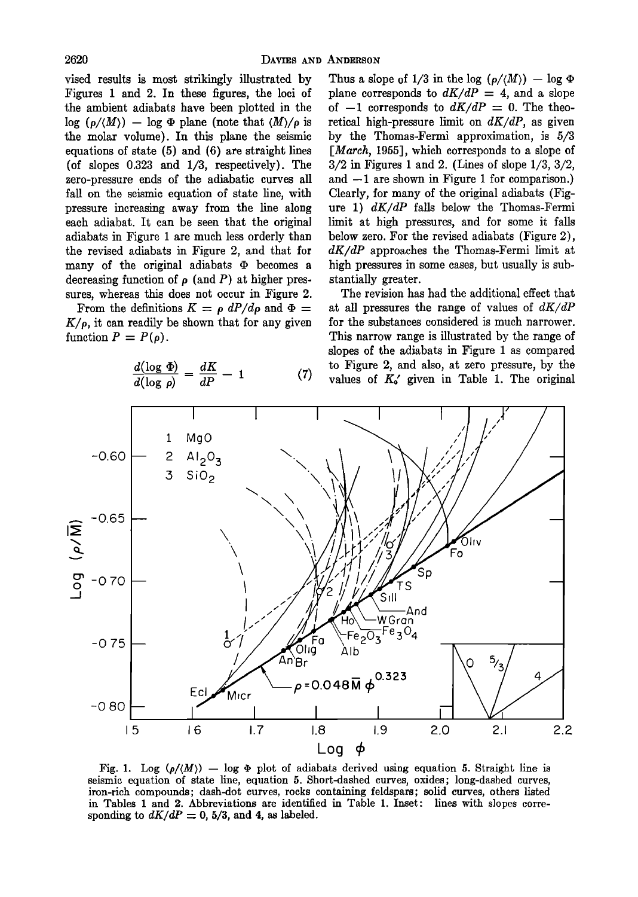vised results is most strikingly illustrated by Figures 1 and 2. In these figures, the loci of the ambient adiabats have been plotted in the log $(\rho/\langle M\rangle)$ — log $\Phi$ plane (note that $\langle M\rangle/\rho$ is the molar volume). In this plane the seismic equations of state (5) and (6) are straight lines (of slopes 0.323 and 1/3, respectively). The zero-pressure ends of the adiabatic curves all fall on the seismic equation of state line, with pressure increasing away from the line along each adiabat. It can be seen that the original adiabats in Figure 1 are much less orderly than the revised adiabats in Figure 2, and that for many of the original adiabats $\Phi$ becomes a decreasing function of $\rho$ (and $P$) at higher pressures, whereas this does not occur in Figure 2.

From the definitions $K = \rho\, dP/d\rho$ and $\Phi = K/\rho$, it can readily be shown that for any given function $P = P(\rho)$.

$$\frac{d(\log \Phi)}{d(\log \rho)} = \frac{dK}{dP} - 1 \qquad (7)$$

Thus a slope of 1/3 in the log $(\rho/\langle M\rangle)$ — log $\Phi$ plane corresponds to $dK/dP = 4$, and a slope of $-1$ corresponds to $dK/dP = 0$. The theoretical high-pressure limit on $dK/dP$, as given by the Thomas-Fermi approximation, is 5/3 [*March*, 1955], which corresponds to a slope of 3/2 in Figures 1 and 2. (Lines of slope 1/3, 3/2, and $-1$ are shown in Figure 1 for comparison.) Clearly, for many of the original adiabats (Figure 1) $dK/dP$ falls below the Thomas-Fermi limit at high pressures, and for some it falls below zero. For the revised adiabats (Figure 2), $dK/dP$ approaches the Thomas-Fermi limit at high pressures in some cases, but usually is substantially greater.

The revision has had the additional effect that at all pressures the range of values of $dK/dP$ for the substances considered is much narrower. This narrow range is illustrated by the range of slopes of the adiabats in Figure 1 as compared to Figure 2, and also, at zero pressure, by the values of $K_0'$ given in Table 1. The original

Fig. 1. Log $(\rho/\langle M\rangle)$ — log $\Phi$ plot of adiabats derived using equation 5. Straight line is seismic equation of state line, equation 5. Short-dashed curves, oxides; long-dashed curves, iron-rich compounds; dash-dot curves, rocks containing feldspars; solid curves, others listed in Tables 1 and 2. Abbreviations are identified in Table 1. Inset: lines with slopes corresponding to $dK/dP = 0$, 5/3, and 4, as labeled.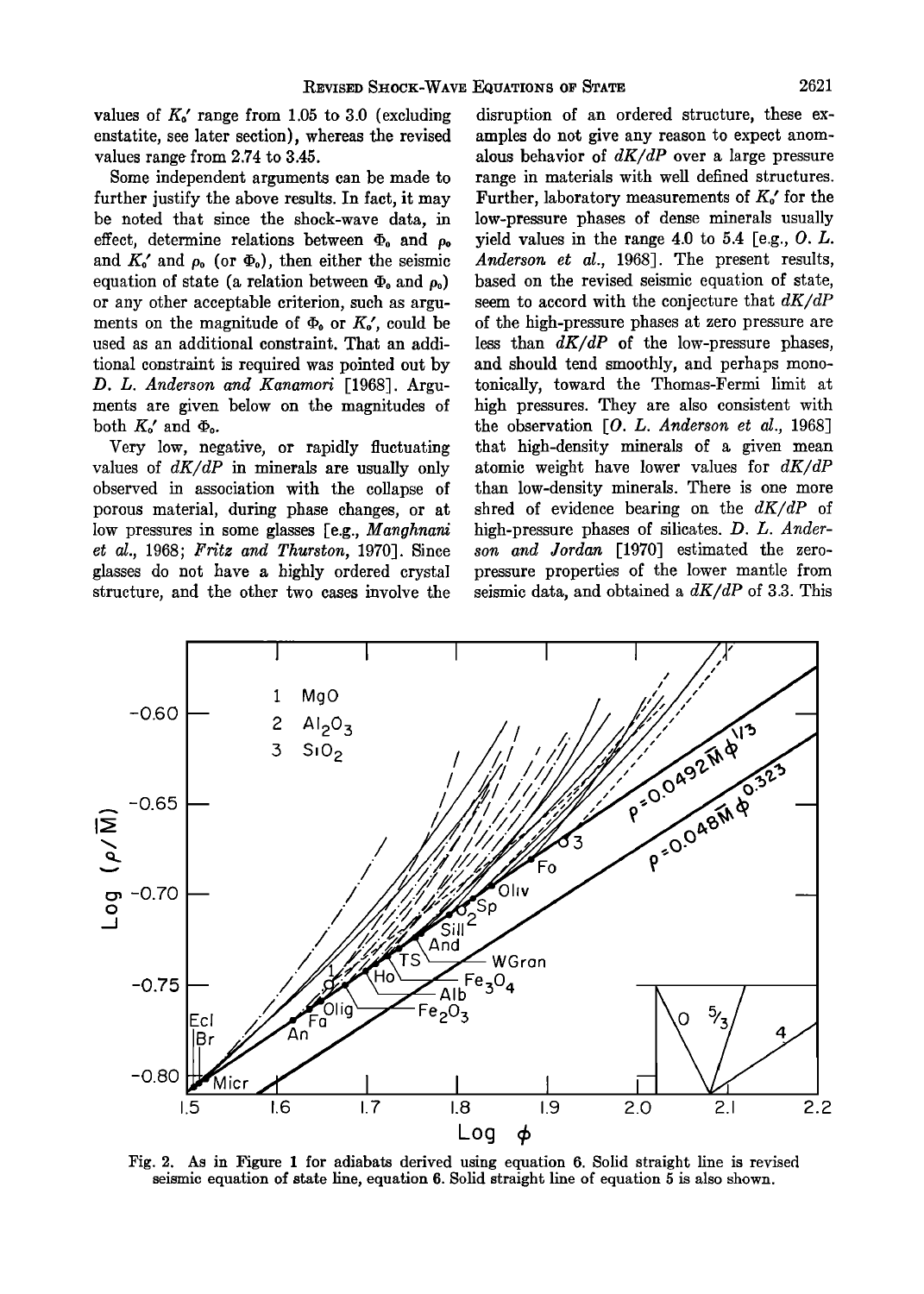values of $K_0'$ range from 1.05 to 3.0 (excluding enstatite, see later section), whereas the revised values range from 2.74 to 3.45.

Some independent arguments can be made to further justify the above results. In fact, it may be noted that since the shock-wave data, in effect, determine relations between $\Phi_0$ and $\rho_0$ and $K_0'$ and $\rho_0$ (or $\Phi_0$), then either the seismic equation of state (a relation between $\Phi_0$ and $\rho_0$) or any other acceptable criterion, such as arguments on the magnitude of $\Phi_0$ or $K_0'$, could be used as an additional constraint. That an additional constraint is required was pointed out by *D. L. Anderson and Kanamori* [1968]. Arguments are given below on the magnitudes of both $K_0'$ and $\Phi_0$.

Very low, negative, or rapidly fluctuating values of $dK/dP$ in minerals are usually only observed in association with the collapse of porous material, during phase changes, or at low pressures in some glasses [e.g., *Manghnani et al.*, 1968; *Fritz and Thurston*, 1970]. Since glasses do not have a highly ordered crystal structure, and the other two cases involve the disruption of an ordered structure, these examples do not give any reason to expect anomalous behavior of $dK/dP$ over a large pressure range in materials with well defined structures. Further, laboratory measurements of $K_0'$ for the low-pressure phases of dense minerals usually yield values in the range 4.0 to 5.4 [e.g., *O. L. Anderson et al.*, 1968]. The present results, based on the revised seismic equation of state, seem to accord with the conjecture that $dK/dP$ of the high-pressure phases at zero pressure are less than $dK/dP$ of the low-pressure phases, and should tend smoothly, and perhaps monotonically, toward the Thomas-Fermi limit at high pressures. They are also consistent with the observation [*O. L. Anderson et al.*, 1968] that high-density minerals of a given mean atomic weight have lower values for $dK/dP$ than low-density minerals. There is one more shred of evidence bearing on the $dK/dP$ of high-pressure phases of silicates. *D. L. Anderson and Jordan* [1970] estimated the zero-pressure properties of the lower mantle from seismic data, and obtained a $dK/dP$ of 3.3. This

Fig. 2. As in Figure 1 for adiabats derived using equation 6. Solid straight line is revised seismic equation of state line, equation 6. Solid straight line of equation 5 is also shown.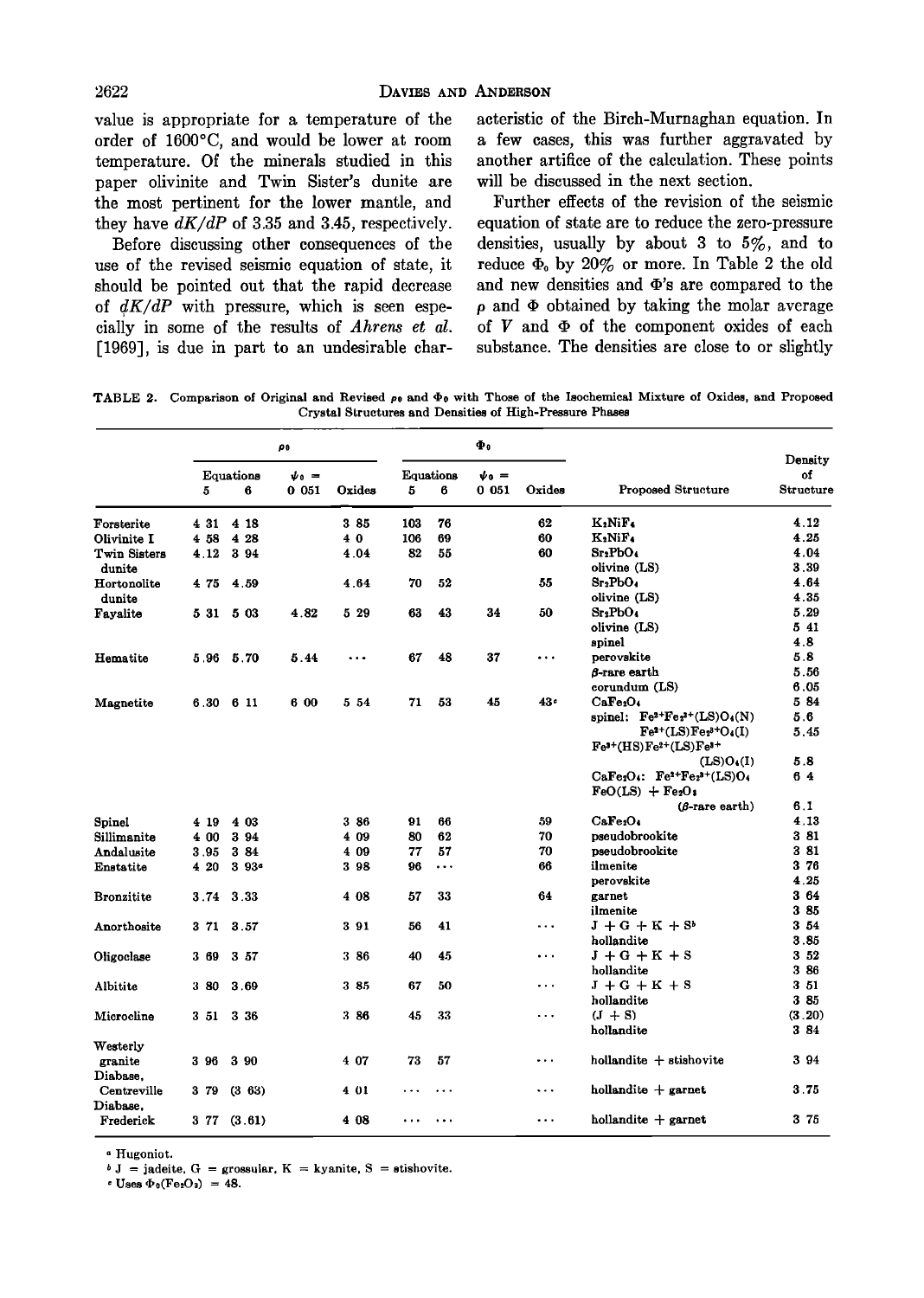value is appropriate for a temperature of the order of 1600°C, and would be lower at room temperature. Of the minerals studied in this paper olivinite and Twin Sister's dunite are the most pertinent for the lower mantle, and they have $dK/dP$ of 3.35 and 3.45, respectively.

Before discussing other consequences of the use of the revised seismic equation of state, it should be pointed out that the rapid decrease of $dK/dP$ with pressure, which is seen especially in some of the results of *Ahrens et al.* [1969], is due in part to an undesirable characteristic of the Birch-Murnaghan equation. In a few cases, this was further aggravated by another artifice of the calculation. These points will be discussed in the next section.

Further effects of the revision of the seismic equation of state are to reduce the zero-pressure densities, usually by about 3 to 5%, and to reduce $\Phi_0$ by 20% or more. In Table 2 the old and new densities and $\Phi$'s are compared to the $\rho$ and $\Phi$ obtained by taking the molar average of $V$ and $\Phi$ of the component oxides of each substance. The densities are close to or slightly

TABLE 2. Comparison of Original and Revised $\rho_0$ and $\Phi_0$ with Those of the Isochemical Mixture of Oxides, and Proposed Crystal Structures and Densities of High-Pressure Phases

| | $\rho_0$ | | | | $\Phi_0$ | | | | | |
|---|---|---|---|---|---|---|---|---|---|---|
| | Equations 5 | Equations 6 | $\psi_0 =$ 0.051 | Oxides | Equations 5 | Equations 6 | $\psi_0 =$ 0.051 | Oxides | Proposed Structure | Density of Structure |
| Forsterite | 4.31 | 4.18 | | 3.85 | 103 | 76 | | 62 | $K_2NiF_4$ | 4.12 |
| Olivinite I | 4.58 | 4.28 | | 4.0 | 106 | 69 | | 60 | $K_2NiF_4$ | 4.25 |
| Twin Sisters dunite | 4.12 | 3.94 | | 4.04 | 82 | 55 | | 60 | $Sr_2PbO_4$ | 4.04 |
| | | | | | | | | | olivine (LS) | 3.39 |
| Hortonolite dunite | 4.75 | 4.59 | | 4.64 | 70 | 52 | | 55 | $Sr_2PbO_4$ | 4.64 |
| | | | | | | | | | olivine (LS) | 4.35 |
| Fayalite | 5.31 | 5.03 | 4.82 | 5.29 | 63 | 43 | 34 | 50 | $Sr_2PbO_4$ | 5.29 |
| | | | | | | | | | olivine (LS) | 5.41 |
| | | | | | | | | | spinel | 4.8 |
| Hematite | 5.96 | 5.70 | 5.44 | ... | 67 | 48 | 37 | ... | perovskite | 5.8 |
| | | | | | | | | | β-rare earth | 5.56 |
| | | | | | | | | | corundum (LS) | 6.05 |
| Magnetite | 6.30 | 6.11 | 6.00 | 5.54 | 71 | 53 | 45 | 43[c] | $CaFe_2O_4$ | 5.84 |
| | | | | | | | | | spinel: $Fe^{3+}Fe_2^{3+}(LS)O_4(N)$ | 5.6 |
| | | | | | | | | | $Fe^{2+}(LS)Fe_2^{3+}O_4(I)$ | 5.45 |
| | | | | | | | | | $Fe^{3+}(HS)Fe^{2+}(LS)Fe^{3+}(LS)O_4(I)$ | 5.8 |
| | | | | | | | | | $CaFe_2O_4$: $Fe^{2+}Fe_2^{3+}(LS)O_4$ | 6.4 |
| | | | | | | | | | $FeO(LS) + Fe_2O_3$ (β-rare earth) | 6.1 |
| Spinel | 4.19 | 4.03 | | 3.86 | 91 | 66 | | 59 | $CaFe_2O_4$ | 4.13 |
| Sillimanite | 4.00 | 3.94 | | 4.09 | 80 | 62 | | 70 | pseudobrookite | 3.81 |
| Andalusite | 3.95 | 3.84 | | 4.09 | 77 | 57 | | 70 | pseudobrookite | 3.81 |
| Enstatite | 4.20 | 3.93[a] | | 3.98 | 96 | ... | | 66 | ilmenite | 3.76 |
| | | | | | | | | | perovskite | 4.25 |
| Bronzitite | 3.74 | 3.33 | | 4.08 | 57 | 33 | | 64 | garnet | 3.64 |
| | | | | | | | | | ilmenite | 3.85 |
| Anorthosite | 3.71 | 3.57 | | 3.91 | 56 | 41 | | ... | J + G + K + S[b] | 3.54 |
| | | | | | | | | | hollandite | 3.85 |
| Oligoclase | 3.69 | 3.57 | | 3.86 | 40 | 45 | | ... | J + G + K + S | 3.52 |
| | | | | | | | | | hollandite | 3.86 |
| Albitite | 3.80 | 3.69 | | 3.85 | 67 | 50 | | ... | J + G + K + S | 3.51 |
| | | | | | | | | | hollandite | 3.85 |
| Microcline | 3.51 | 3.36 | | 3.86 | 45 | 33 | | ... | (J + S) | (3.20) |
| | | | | | | | | | hollandite | 3.84 |
| Westerly granite | 3.96 | 3.90 | | 4.07 | 73 | 57 | | ... | hollandite + stishovite | 3.94 |
| Diabase, Centreville | 3.79 | (3.63) | | 4.01 | ... | ... | | ... | hollandite + garnet | 3.75 |
| Diabase, Frederick | 3.77 | (3.61) | | 4.08 | ... | ... | | ... | hollandite + garnet | 3.75 |

[a] Hugoniot.

[b] J = jadeite, G = grossular, K = kyanite, S = stishovite.

[c] Uses $\Phi_0(Fe_2O_3) = 48$.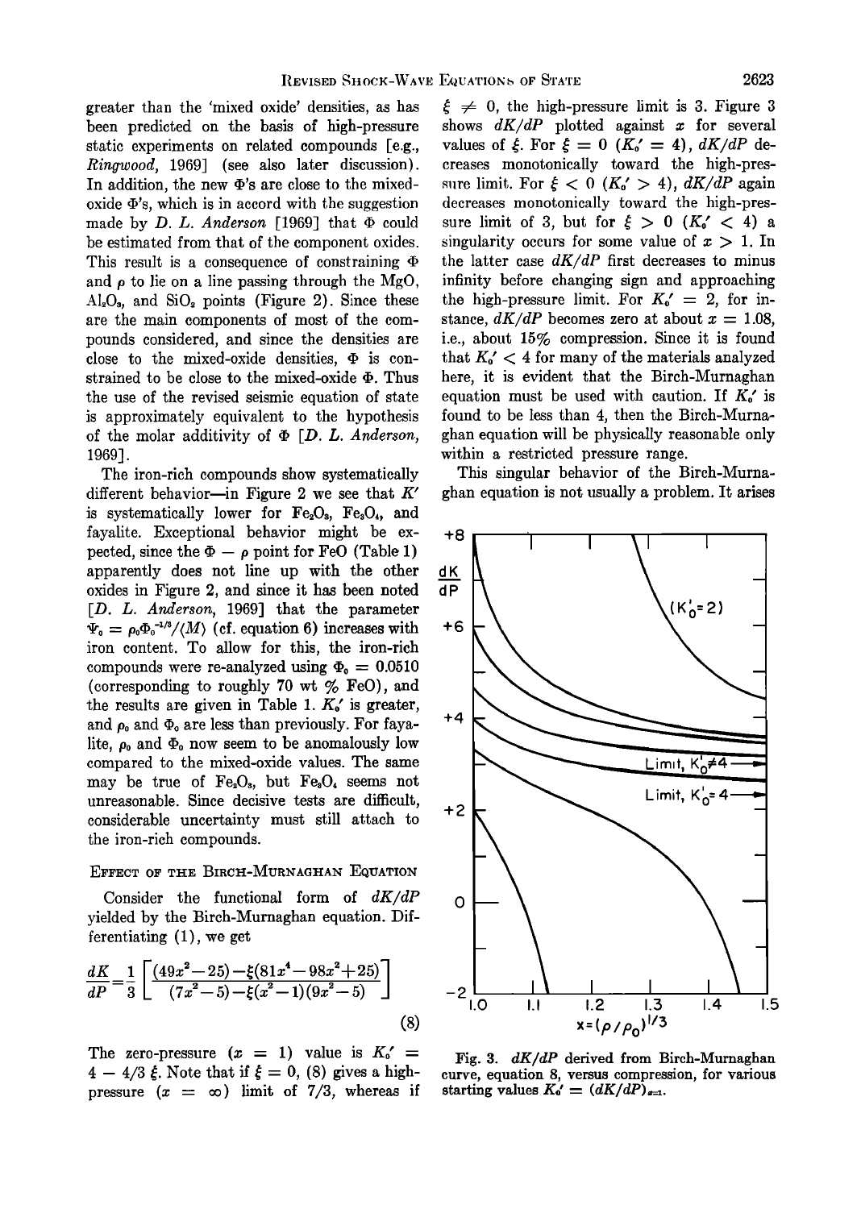greater than the 'mixed oxide' densities, as has been predicted on the basis of high-pressure static experiments on related compounds [e.g., *Ringwood*, 1969] (see also later discussion). In addition, the new $\Phi$'s are close to the mixed-oxide $\Phi$'s, which is in accord with the suggestion made by *D. L. Anderson* [1969] that $\Phi$ could be estimated from that of the component oxides. This result is a consequence of constraining $\Phi$ and $\rho$ to lie on a line passing through the MgO, $Al_2O_3$, and $SiO_2$ points (Figure 2). Since these are the main components of most of the compounds considered, and since the densities are close to the mixed-oxide densities, $\Phi$ is constrained to be close to the mixed-oxide $\Phi$. Thus the use of the revised seismic equation of state is approximately equivalent to the hypothesis of the molar additivity of $\Phi$ [*D. L. Anderson*, 1969].

The iron-rich compounds show systematically different behavior—in Figure 2 we see that $K'$ is systematically lower for $Fe_2O_3$, $Fe_3O_4$, and fayalite. Exceptional behavior might be expected, since the $\Phi - \rho$ point for FeO (Table 1) apparently does not line up with the other oxides in Figure 2, and since it has been noted [*D. L. Anderson*, 1969] that the parameter $\Psi_0 = \rho_0\Phi_0^{-1/3}/\langle M \rangle$ (cf. equation 6) increases with iron content. To allow for this, the iron-rich compounds were re-analyzed using $\Phi_0 = 0.0510$ (corresponding to roughly 70 wt % FeO), and the results are given in Table 1. $K_0'$ is greater, and $\rho_0$ and $\Phi_0$ are less than previously. For fayalite, $\rho_0$ and $\Phi_0$ now seem to be anomalously low compared to the mixed-oxide values. The same may be true of $Fe_2O_3$, but $Fe_3O_4$ seems not unreasonable. Since decisive tests are difficult, considerable uncertainty must still attach to the iron-rich compounds.

## Effect of the Birch-Murnaghan Equation

Consider the functional form of $dK/dP$ yielded by the Birch-Murnaghan equation. Differentiating (1), we get

$$\frac{dK}{dP} = \frac{1}{3}\left[\frac{(49x^2-25)-\xi(81x^4-98x^2+25)}{(7x^2-5)-\xi(x^2-1)(9x^2-5)}\right] \tag{8}$$

The zero-pressure ($x = 1$) value is $K_0' = 4 - 4/3\,\xi$. Note that if $\xi = 0$, (8) gives a high-pressure ($x = \infty$) limit of 7/3, whereas if $\xi \neq 0$, the high-pressure limit is 3. Figure 3 shows $dK/dP$ plotted against $x$ for several values of $\xi$. For $\xi = 0$ ($K_0' = 4$), $dK/dP$ decreases monotonically toward the high-pressure limit. For $\xi < 0$ ($K_0' > 4$), $dK/dP$ again decreases monotonically toward the high-pressure limit of 3, but for $\xi > 0$ ($K_0' < 4$) a singularity occurs for some value of $x > 1$. In the latter case $dK/dP$ first decreases to minus infinity before changing sign and approaching the high-pressure limit. For $K_0' = 2$, for instance, $dK/dP$ becomes zero at about $x = 1.08$, i.e., about 15% compression. Since it is found that $K_0' < 4$ for many of the materials analyzed here, it is evident that the Birch-Murnaghan equation must be used with caution. If $K_0'$ is found to be less than 4, then the Birch-Murnaghan equation will be physically reasonable only within a restricted pressure range.

This singular behavior of the Birch-Murnaghan equation is not usually a problem. It arises

Fig. 3. $dK/dP$ derived from Birch-Murnaghan curve, equation 8, versus compression, for various starting values $K_0' = (dK/dP)_{x=1}$.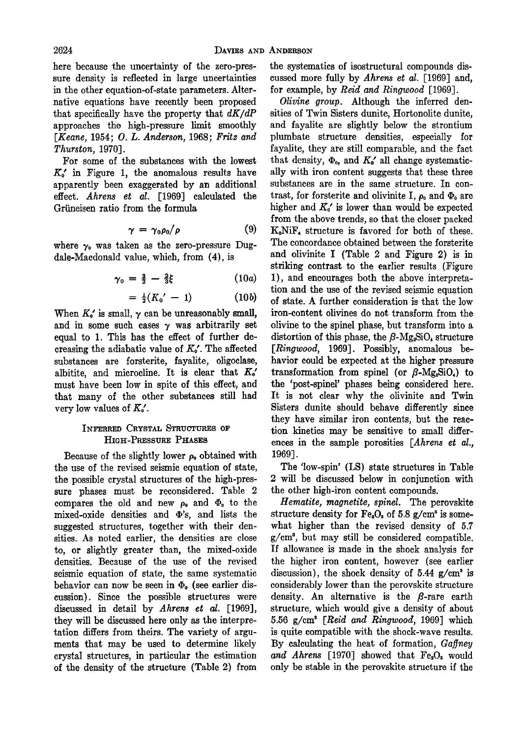here because the uncertainty of the zero-pressure density is reflected in large uncertainties in the other equation-of-state parameters. Alternative equations have recently been proposed that specifically have the property that $dK/dP$ approaches the high-pressure limit smoothly [*Keane*, 1954; *O. L. Anderson*, 1968; *Fritz and Thurston*, 1970].

For some of the substances with the lowest $K_0'$ in Figure 1, the anomalous results have apparently been exaggerated by an additional effect. *Ahrens et al.* [1969] calculated the Grüneisen ratio from the formula

$$\gamma = \gamma_0 \rho_0 / \rho \tag{9}$$

where $\gamma_0$ was taken as the zero-pressure Dugdale-Macdonald value, which, from (4), is

$$\gamma_0 = \tfrac{3}{2} - \tfrac{2}{3}\xi \tag{10a}$$

$$= \tfrac{1}{2}(K_0' - 1) \tag{10b}$$

When $K_0'$ is small, $\gamma$ can be unreasonably small, and in some such cases $\gamma$ was arbitrarily set equal to 1. This has the effect of further decreasing the adiabatic value of $K_0'$. The affected substances are forsterite, fayalite, oligoclase, albitite, and microcline. It is clear that $K_0'$ must have been low in spite of this effect, and that many of the other substances still had very low values of $K_0'$.

## Inferred Crystal Structures of High-Pressure Phases

Because of the slightly lower $\rho_0$ obtained with the use of the revised seismic equation of state, the possible crystal structures of the high-pressure phases must be reconsidered. Table 2 compares the old and new $\rho_0$ and $\Phi_0$ to the mixed-oxide densities and $\Phi$'s, and lists the suggested structures, together with their densities. As noted earlier, the densities are close to, or slightly greater than, the mixed-oxide densities. Because of the use of the revised seismic equation of state, the same systematic behavior can now be seen in $\Phi_0$ (see earlier discussion). Since the possible structures were discussed in detail by *Ahrens et al.* [1969], they will be discussed here only as the interpretation differs from theirs. The variety of arguments that may be used to determine likely crystal structures, in particular the estimation of the density of the structure (Table 2) from the systematics of isostructural compounds discussed more fully by *Ahrens et al.* [1969] and, for example, by *Reid and Ringwood* [1969].

*Olivine group.* Although the inferred densities of Twin Sisters dunite, Hortonolite dunite, and fayalite are slightly below the strontium plumbate structure densities, especially for fayalite, they are still comparable, and the fact that density, $\Phi_0$, and $K_0'$ all change systematically with iron content suggests that these three substances are in the same structure. In contrast, for forsterite and olivinite I, $\rho_0$ and $\Phi_0$ are higher and $K_0'$ is lower than would be expected from the above trends, so that the closer packed $K_2NiF_4$ structure is favored for both of these. The concordance obtained between the forsterite and olivinite I (Table 2 and Figure 2) is in striking contrast to the earlier results (Figure 1), and encourages both the above interpretation and the use of the revised seismic equation of state. A further consideration is that the low iron-content olivines do not transform from the olivine to the spinel phase, but transform into a distortion of this phase, the $\beta$-$Mg_2SiO_4$ structure [*Ringwood*, 1969]. Possibly, anomalous behavior could be expected at the higher pressure transformation from spinel (or $\beta$-$Mg_2SiO_4$) to the 'post-spinel' phases being considered here. It is not clear why the olivinite and Twin Sisters dunite should behave differently since they have similar iron contents, but the reaction kinetics may be sensitive to small differences in the sample porosities [*Ahrens et al.*, 1969].

The 'low-spin' (LS) state structures in Table 2 will be discussed below in conjunction with the other high-iron content compounds.

*Hematite, magnetite, spinel.* The perovskite structure density for $Fe_2O_3$ of 5.8 g/cm$^3$ is somewhat higher than the revised density of 5.7 g/cm$^3$, but may still be considered compatible. If allowance is made in the shock analysis for the higher iron content, however (see earlier discussion), the shock density of 5.44 g/cm$^3$ is considerably lower than the perovskite structure density. An alternative is the $\beta$-rare earth structure, which would give a density of about 5.56 g/cm$^3$ [*Reid and Ringwood*, 1969] which is quite compatible with the shock-wave results. By calculating the heat of formation, *Gaffney and Ahrens* [1970] showed that $Fe_2O_3$ would only be stable in the perovskite structure if the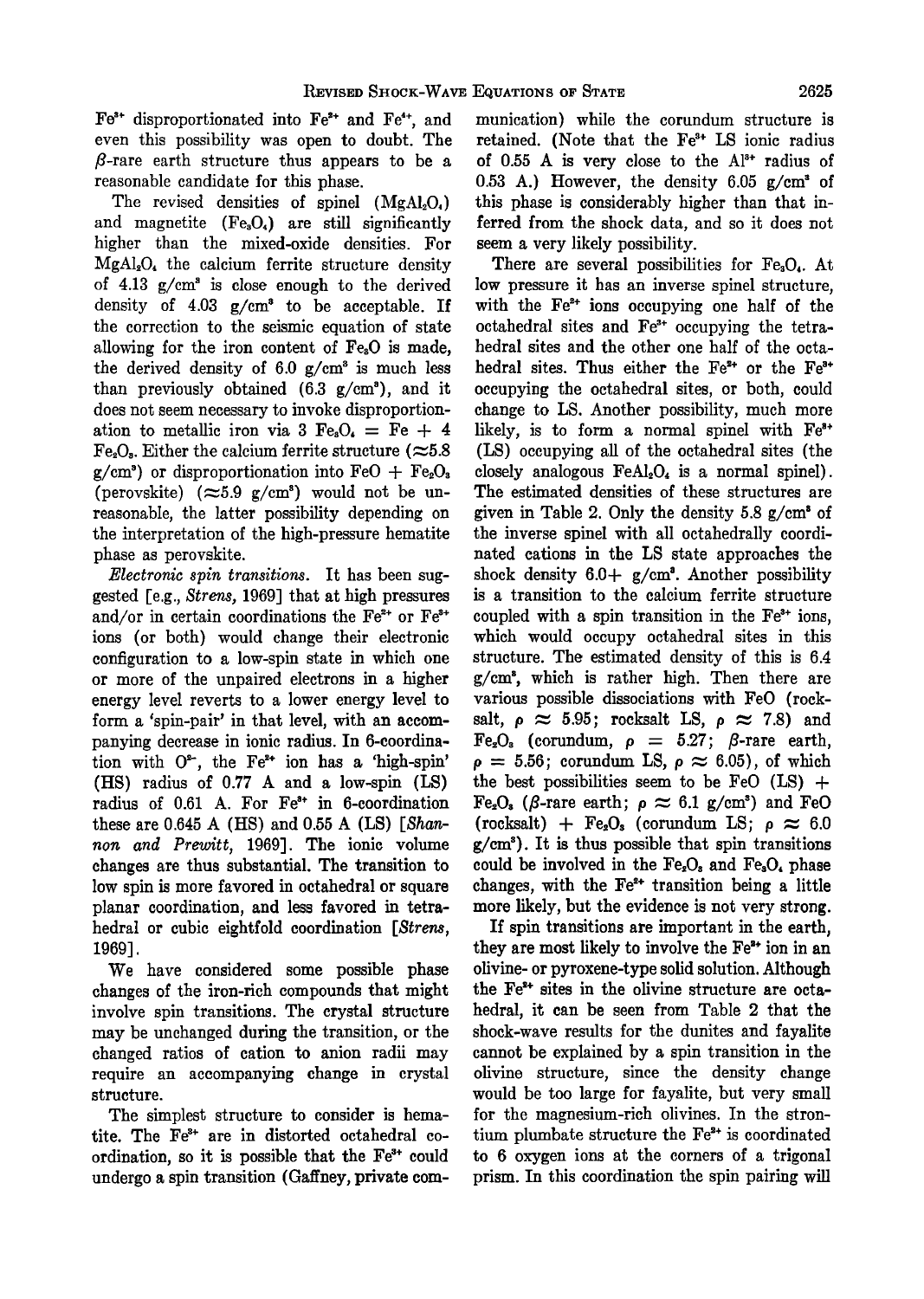$Fe^{3+}$ disproportionated into $Fe^{2+}$ and $Fe^{4+}$, and even this possibility was open to doubt. The $\beta$-rare earth structure thus appears to be a reasonable candidate for this phase.

The revised densities of spinel ($MgAl_2O_4$) and magnetite ($Fe_3O_4$) are still significantly higher than the mixed-oxide densities. For $MgAl_2O_4$ the calcium ferrite structure density of 4.13 g/cm$^3$ is close enough to the derived density of 4.03 g/cm$^3$ to be acceptable. If the correction to the seismic equation of state allowing for the iron content of $Fe_3O$ is made, the derived density of 6.0 g/cm$^3$ is much less than previously obtained (6.3 g/cm$^3$), and it does not seem necessary to invoke disproportionation to metallic iron via 3 $Fe_3O_4$ = Fe + 4 $Fe_2O_3$. Either the calcium ferrite structure ($\approx$5.8 g/cm$^3$) or disproportionation into FeO + $Fe_2O_3$ (perovskite) ($\approx$5.9 g/cm$^3$) would not be unreasonable, the latter possibility depending on the interpretation of the high-pressure hematite phase as perovskite.

*Electronic spin transitions.* It has been suggested [e.g., *Strens*, 1969] that at high pressures and/or in certain coordinations the $Fe^{2+}$ or $Fe^{3+}$ ions (or both) would change their electronic configuration to a low-spin state in which one or more of the unpaired electrons in a higher energy level reverts to a lower energy level to form a 'spin-pair' in that level, with an accompanying decrease in ionic radius. In 6-coordination with $O^{2-}$, the $Fe^{2+}$ ion has a 'high-spin' (HS) radius of 0.77 A and a low-spin (LS) radius of 0.61 A. For $Fe^{3+}$ in 6-coordination these are 0.645 A (HS) and 0.55 A (LS) [*Shannon and Prewitt*, 1969]. The ionic volume changes are thus substantial. The transition to low spin is more favored in octahedral or square planar coordination, and less favored in tetrahedral or cubic eightfold coordination [*Strens*, 1969].

We have considered some possible phase changes of the iron-rich compounds that might involve spin transitions. The crystal structure may be unchanged during the transition, or the changed ratios of cation to anion radii may require an accompanying change in crystal structure.

The simplest structure to consider is hematite. The $Fe^{3+}$ are in distorted octahedral coordination, so it is possible that the $Fe^{3+}$ could undergo a spin transition (Gaffney, private communication) while the corundum structure is retained. (Note that the $Fe^{3+}$ LS ionic radius of 0.55 A is very close to the $Al^{3+}$ radius of 0.53 A.) However, the density 6.05 g/cm$^3$ of this phase is considerably higher than that inferred from the shock data, and so it does not seem a very likely possibility.

There are several possibilities for $Fe_3O_4$. At low pressure it has an inverse spinel structure, with the $Fe^{2+}$ ions occupying one half of the octahedral sites and $Fe^{3+}$ occupying the tetrahedral sites and the other one half of the octahedral sites. Thus either the $Fe^{2+}$ or the $Fe^{3+}$ occupying the octahedral sites, or both, could change to LS. Another possibility, much more likely, is to form a normal spinel with $Fe^{3+}$ (LS) occupying all of the octahedral sites (the closely analogous $FeAl_2O_4$ is a normal spinel). The estimated densities of these structures are given in Table 2. Only the density 5.8 g/cm$^3$ of the inverse spinel with all octahedrally coordinated cations in the LS state approaches the shock density 6.0+ g/cm$^3$. Another possibility is a transition to the calcium ferrite structure coupled with a spin transition in the $Fe^{3+}$ ions, which would occupy octahedral sites in this structure. The estimated density of this is 6.4 g/cm$^3$, which is rather high. Then there are various possible dissociations with FeO (rocksalt, $\rho \approx 5.95$; rocksalt LS, $\rho \approx 7.8$) and $Fe_2O_3$ (corundum, $\rho = 5.27$; $\beta$-rare earth, $\rho = 5.56$; corundum LS, $\rho \approx 6.05$), of which the best possibilities seem to be FeO (LS) + $Fe_2O_3$ ($\beta$-rare earth; $\rho \approx 6.1$ g/cm$^3$) and FeO (rocksalt) + $Fe_2O_3$ (corundum LS; $\rho \approx 6.0$ g/cm$^3$). It is thus possible that spin transitions could be involved in the $Fe_2O_3$ and $Fe_3O_4$ phase changes, with the $Fe^{2+}$ transition being a little more likely, but the evidence is not very strong.

If spin transitions are important in the earth, they are most likely to involve the $Fe^{2+}$ ion in an olivine- or pyroxene-type solid solution. Although the $Fe^{2+}$ sites in the olivine structure are octahedral, it can be seen from Table 2 that the shock-wave results for the dunites and fayalite cannot be explained by a spin transition in the olivine structure, since the density change would be too large for fayalite, but very small for the magnesium-rich olivines. In the strontium plumbate structure the $Fe^{2+}$ is coordinated to 6 oxygen ions at the corners of a trigonal prism. In this coordination the spin pairing will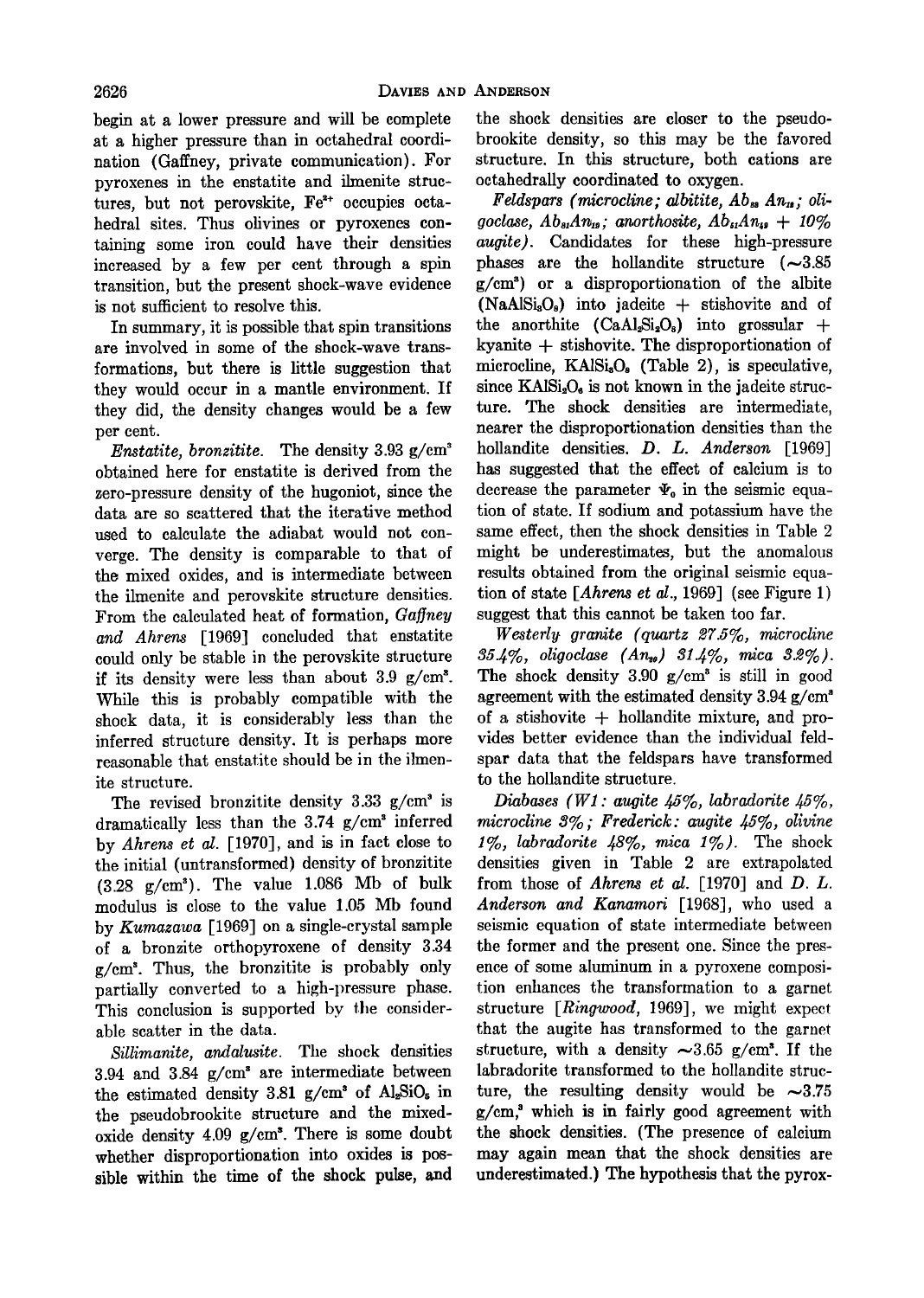begin at a lower pressure and will be complete at a higher pressure than in octahedral coordination (Gaffney, private communication). For pyroxenes in the enstatite and ilmenite structures, but not perovskite, $Fe^{2+}$ occupies octahedral sites. Thus olivines or pyroxenes containing some iron could have their densities increased by a few per cent through a spin transition, but the present shock-wave evidence is not sufficient to resolve this.

In summary, it is possible that spin transitions are involved in some of the shock-wave transformations, but there is little suggestion that they would occur in a mantle environment. If they did, the density changes would be a few per cent.

*Enstatite, bronzitite.* The density 3.93 g/cm$^3$ obtained here for enstatite is derived from the zero-pressure density of the hugoniot, since the data are so scattered that the iterative method used to calculate the adiabat would not converge. The density is comparable to that of the mixed oxides, and is intermediate between the ilmenite and perovskite structure densities. From the calculated heat of formation, *Gaffney and Ahrens* [1969] concluded that enstatite could only be stable in the perovskite structure if its density were less than about 3.9 g/cm$^3$. While this is probably compatible with the shock data, it is considerably less than the inferred structure density. It is perhaps more reasonable that enstatite should be in the ilmenite structure.

The revised bronzitite density 3.33 g/cm$^3$ is dramatically less than the 3.74 g/cm$^3$ inferred by *Ahrens et al.* [1970], and is in fact close to the initial (untransformed) density of bronzitite (3.28 g/cm$^3$). The value 1.086 Mb of bulk modulus is close to the value 1.05 Mb found by *Kumazawa* [1969] on a single-crystal sample of a bronzite orthopyroxene of density 3.34 g/cm$^3$. Thus, the bronzitite is probably only partially converted to a high-pressure phase. This conclusion is supported by the considerable scatter in the data.

*Sillimanite, andalusite.* The shock densities 3.94 and 3.84 g/cm$^3$ are intermediate between the estimated density 3.81 g/cm$^3$ of $Al_2SiO_5$ in the pseudobrookite structure and the mixed-oxide density 4.09 g/cm$^3$. There is some doubt whether disproportionation into oxides is possible within the time of the shock pulse, and the shock densities are closer to the pseudobrookite density, so this may be the favored structure. In this structure, both cations are octahedrally coordinated to oxygen.

*Feldspars (microcline; albitite, $Ab_{88}An_{12}$; oligoclase, $Ab_{81}An_{19}$; anorthosite, $Ab_{51}An_{49}$ + 10% augite).* Candidates for these high-pressure phases are the hollandite structure (~3.85 g/cm$^3$) or a disproportionation of the albite ($NaAlSi_3O_8$) into jadeite + stishovite and of the anorthite ($CaAl_2Si_2O_8$) into grossular + kyanite + stishovite. The disproportionation of microcline, $KAlSi_3O_8$ (Table 2), is speculative, since $KAlSi_2O_6$ is not known in the jadeite structure. The shock densities are intermediate, nearer the disproportionation densities than the hollandite densities. *D. L. Anderson* [1969] has suggested that the effect of calcium is to decrease the parameter $\Psi_0$ in the seismic equation of state. If sodium and potassium have the same effect, then the shock densities in Table 2 might be underestimates, but the anomalous results obtained from the original seismic equation of state [*Ahrens et al.*, 1969] (see Figure 1) suggest that this cannot be taken too far.

*Westerly granite (quartz 27.5%, microcline 35.4%, oligoclase ($An_{20}$) 31.4%, mica 3.2%).* The shock density 3.90 g/cm$^3$ is still in good agreement with the estimated density 3.94 g/cm$^3$ of a stishovite + hollandite mixture, and provides better evidence than the individual feldspar data that the feldspars have transformed to the hollandite structure.

*Diabases (W1: augite 45%, labradorite 45%, microcline 3%; Frederick: augite 45%, olivine 1%, labradorite 48%, mica 1%).* The shock densities given in Table 2 are extrapolated from those of *Ahrens et al.* [1970] and *D. L. Anderson and Kanamori* [1968], who used a seismic equation of state intermediate between the former and the present one. Since the presence of some aluminum in a pyroxene composition enhances the transformation to a garnet structure [*Ringwood*, 1969], we might expect that the augite has transformed to the garnet structure, with a density ~3.65 g/cm$^3$. If the labradorite transformed to the hollandite structure, the resulting density would be ~3.75 g/cm,$^3$ which is in fairly good agreement with the shock densities. (The presence of calcium may again mean that the shock densities are underestimated.) The hypothesis that the pyrox-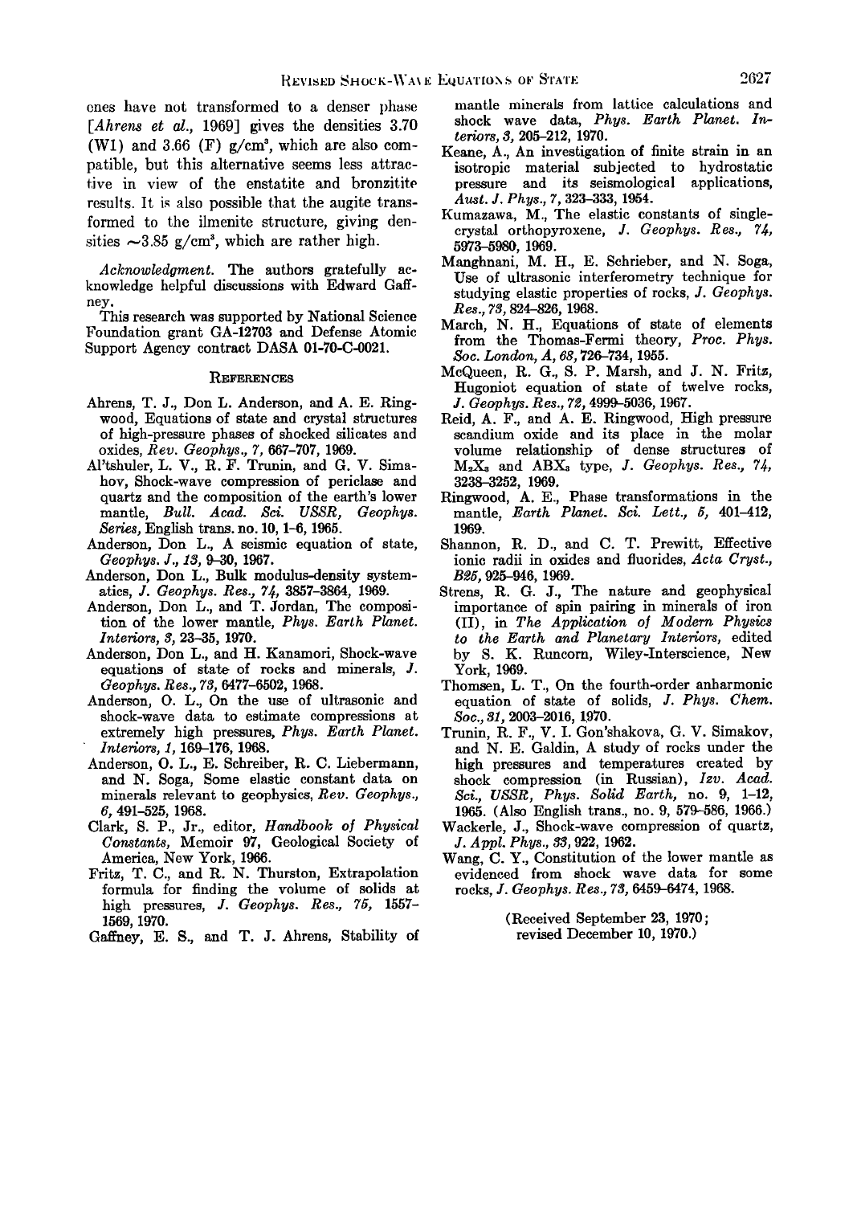ones have not transformed to a denser phase [*Ahrens et al.*, 1969] gives the densities 3.70 (W1) and 3.66 (F) g/cm$^3$, which are also compatible, but this alternative seems less attractive in view of the enstatite and bronzitite results. It is also possible that the augite transformed to the ilmenite structure, giving densities ~3.85 g/cm$^3$, which are rather high.

*Acknowledgment.* The authors gratefully acknowledge helpful discussions with Edward Gaffney.

This research was supported by National Science Foundation grant GA-12703 and Defense Atomic Support Agency contract DASA 01-70-C-0021.

## References

Ahrens, T. J., Don L. Anderson, and A. E. Ringwood, Equations of state and crystal structures of high-pressure phases of shocked silicates and oxides, *Rev. Geophys.*, *7*, 667–707, 1969.

Al'tshuler, L. V., R. F. Trunin, and G. V. Simahov, Shock-wave compression of periclase and quartz and the composition of the earth's lower mantle, *Bull. Acad. Sci. USSR, Geophys. Series*, English trans. no. 10, 1–6, 1965.

Anderson, Don L., A seismic equation of state, *Geophys. J.*, *13*, 9–30, 1967.

Anderson, Don L., Bulk modulus-density systematics, *J. Geophys. Res.*, *74*, 3857–3864, 1969.

Anderson, Don L., and T. Jordan, The composition of the lower mantle, *Phys. Earth Planet. Interiors*, *3*, 23–35, 1970.

Anderson, Don L., and H. Kanamori, Shock-wave equations of state of rocks and minerals, *J. Geophys. Res.*, *73*, 6477–6502, 1968.

Anderson, O. L., On the use of ultrasonic and shock-wave data to estimate compressions at extremely high pressures, *Phys. Earth Planet. Interiors*, *1*, 169–176, 1968.

Anderson, O. L., E. Schreiber, R. C. Liebermann, and N. Soga, Some elastic constant data on minerals relevant to geophysics, *Rev. Geophys.*, *6*, 491–525, 1968.

Clark, S. P., Jr., editor, *Handbook of Physical Constants*, Memoir 97, Geological Society of America, New York, 1966.

Fritz, T. C., and R. N. Thurston, Extrapolation formula for finding the volume of solids at high pressures, *J. Geophys. Res.*, *75*, 1557–1569, 1970.

Gaffney, E. S., and T. J. Ahrens, Stability of mantle minerals from lattice calculations and shock wave data, *Phys. Earth Planet. Interiors*, *3*, 205–212, 1970.

Keane, A., An investigation of finite strain in an isotropic material subjected to hydrostatic pressure and its seismological applications, *Aust. J. Phys.*, *7*, 323–333, 1954.

Kumazawa, M., The elastic constants of single-crystal orthopyroxene, *J. Geophys. Res.*, *74*, 5973–5980, 1969.

Manghnani, M. H., E. Schrieber, and N. Soga, Use of ultrasonic interferometry technique for studying elastic properties of rocks, *J. Geophys. Res.*, *73*, 824–826, 1968.

March, N. H., Equations of state of elements from the Thomas-Fermi theory, *Proc. Phys. Soc. London, A*, *68*, 726–734, 1955.

McQueen, R. G., S. P. Marsh, and J. N. Fritz, Hugoniot equation of state of twelve rocks, *J. Geophys. Res.*, *72*, 4999–5036, 1967.

Reid, A. F., and A. E. Ringwood, High pressure scandium oxide and its place in the molar volume relationship of dense structures of $M_2X_3$ and $ABX_3$ type, *J. Geophys. Res.*, *74*, 3238–3252, 1969.

Ringwood, A. E., Phase transformations in the mantle, *Earth Planet. Sci. Lett.*, *5*, 401–412, 1969.

Shannon, R. D., and C. T. Prewitt, Effective ionic radii in oxides and fluorides, *Acta Cryst.*, *B25*, 925–946, 1969.

Strens, R. G. J., The nature and geophysical importance of spin pairing in minerals of iron (II), in *The Application of Modern Physics to the Earth and Planetary Interiors*, edited by S. K. Runcorn, Wiley-Interscience, New York, 1969.

Thomsen, L. T., On the fourth-order anharmonic equation of state of solids, *J. Phys. Chem. Soc.*, *31*, 2003–2016, 1970.

Trunin, R. F., V. I. Gon'shakova, G. V. Simakov, and N. E. Galdin, A study of rocks under the high pressures and temperatures created by shock compression (in Russian), *Izv. Acad. Sci., USSR, Phys. Solid Earth*, no. 9, 1–12, 1965. (Also English trans., no. 9, 579–586, 1966.)

Wackerle, J., Shock-wave compression of quartz, *J. Appl. Phys.*, *33*, 922, 1962.

Wang, C. Y., Constitution of the lower mantle as evidenced from shock wave data for some rocks, *J. Geophys. Res.*, *73*, 6459–6474, 1968.

(Received September 23, 1970;
revised December 10, 1970.)